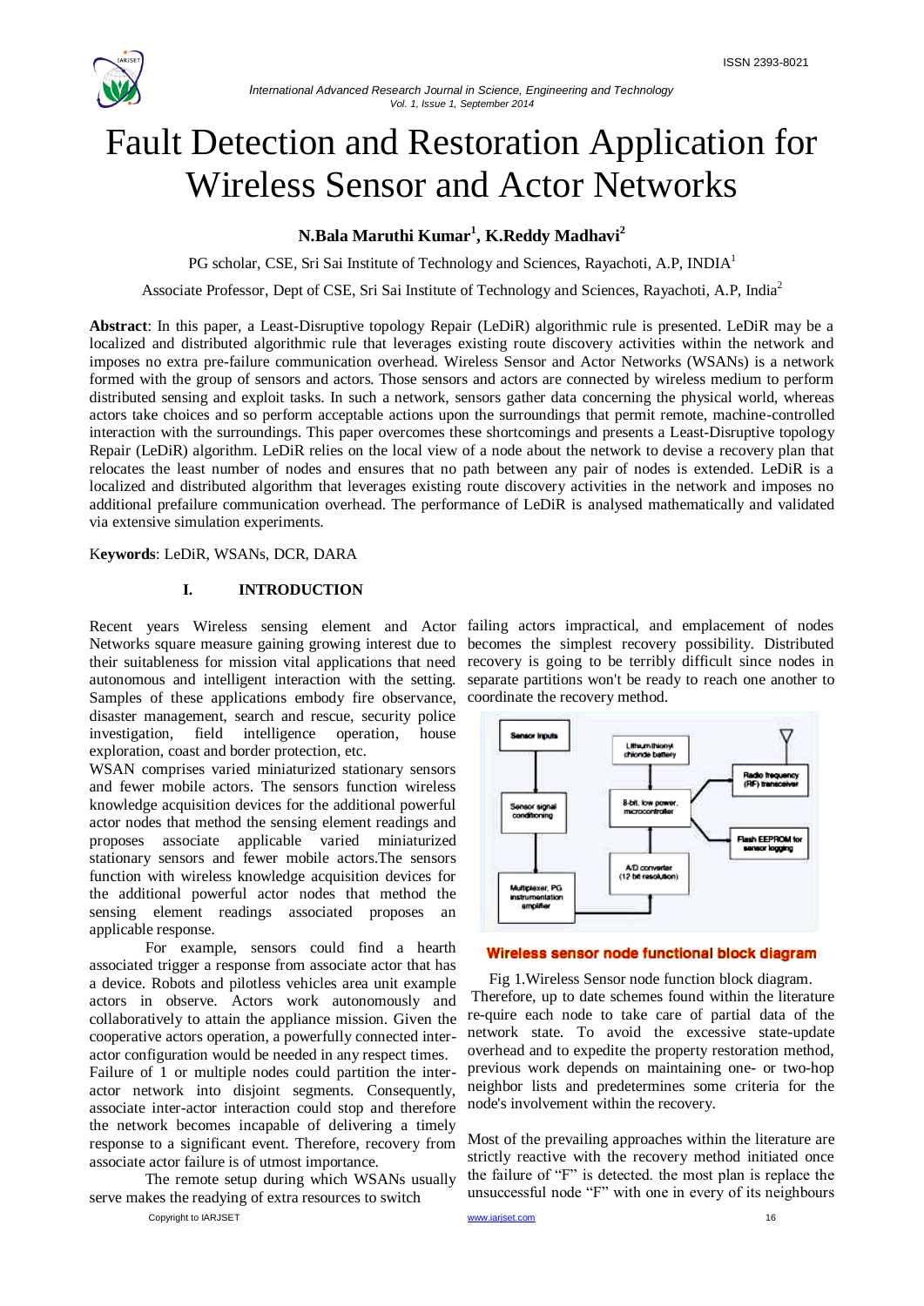# Fault Detection and Restoration Application for Wireless Sensor and Actor Networks

**N.Bala Maruthi Kumar[1], K.Reddy Madhavi[2]**

PG scholar, CSE, Sri Sai Institute of Technology and Sciences, Rayachoti, A.P, INDIA[1]

Associate Professor, Dept of CSE, Sri Sai Institute of Technology and Sciences, Rayachoti, A.P, India[2]

**Abstract**: In this paper, a Least-Disruptive topology Repair (LeDiR) algorithmic rule is presented. LeDiR may be a localized and distributed algorithmic rule that leverages existing route discovery activities within the network and imposes no extra pre-failure communication overhead. Wireless Sensor and Actor Networks (WSANs) is a network formed with the group of sensors and actors. Those sensors and actors are connected by wireless medium to perform distributed sensing and exploit tasks. In such a network, sensors gather data concerning the physical world, whereas actors take choices and so perform acceptable actions upon the surroundings that permit remote, machine-controlled interaction with the surroundings. This paper overcomes these shortcomings and presents a Least-Disruptive topology Repair (LeDiR) algorithm. LeDiR relies on the local view of a node about the network to devise a recovery plan that relocates the least number of nodes and ensures that no path between any pair of nodes is extended. LeDiR is a localized and distributed algorithm that leverages existing route discovery activities in the network and imposes no additional prefailure communication overhead. The performance of LeDiR is analysed mathematically and validated via extensive simulation experiments.

**Keywords**: LeDiR, WSANs, DCR, DARA

## I. INTRODUCTION

Recent years Wireless sensing element and Actor Networks square measure gaining growing interest due to their suitableness for mission vital applications that need autonomous and intelligent interaction with the setting. Samples of these applications embody fire observance, disaster management, search and rescue, security police investigation, field intelligence operation, house exploration, coast and border protection, etc.

WSAN comprises varied miniaturized stationary sensors and fewer mobile actors. The sensors function wireless knowledge acquisition devices for the additional powerful actor nodes that method the sensing element readings and proposes associate applicable varied miniaturized stationary sensors and fewer mobile actors.The sensors function with wireless knowledge acquisition devices for the additional powerful actor nodes that method the sensing element readings associated proposes an applicable response.

For example, sensors could find a hearth associated trigger a response from associate actor that has a device. Robots and pilotless vehicles area unit example actors in observe. Actors work autonomously and collaboratively to attain the appliance mission. Given the cooperative actors operation, a powerfully connected inter-actor configuration would be needed in any respect times. Failure of 1 or multiple nodes could partition the inter-actor network into disjoint segments. Consequently, associate inter-actor interaction could stop and therefore the network becomes incapable of delivering a timely response to a significant event. Therefore, recovery from associate actor failure is of utmost importance.

The remote setup during which WSANs usually serve makes the readying of extra resources to switch failing actors impractical, and emplacement of nodes becomes the simplest recovery possibility. Distributed recovery is going to be terribly difficult since nodes in separate partitions won't be ready to reach one another to coordinate the recovery method.

Wireless sensor node functional block diagram

Fig 1.Wireless Sensor node function block diagram.

Therefore, up to date schemes found within the literature re-quire each node to take care of partial data of the network state. To avoid the excessive state-update overhead and to expedite the property restoration method, previous work depends on maintaining one- or two-hop neighbor lists and predetermines some criteria for the node's involvement within the recovery.

Most of the prevailing approaches within the literature are strictly reactive with the recovery method initiated once the failure of "F" is detected. the most plan is replace the unsuccessful node "F" with one in every of its neighbours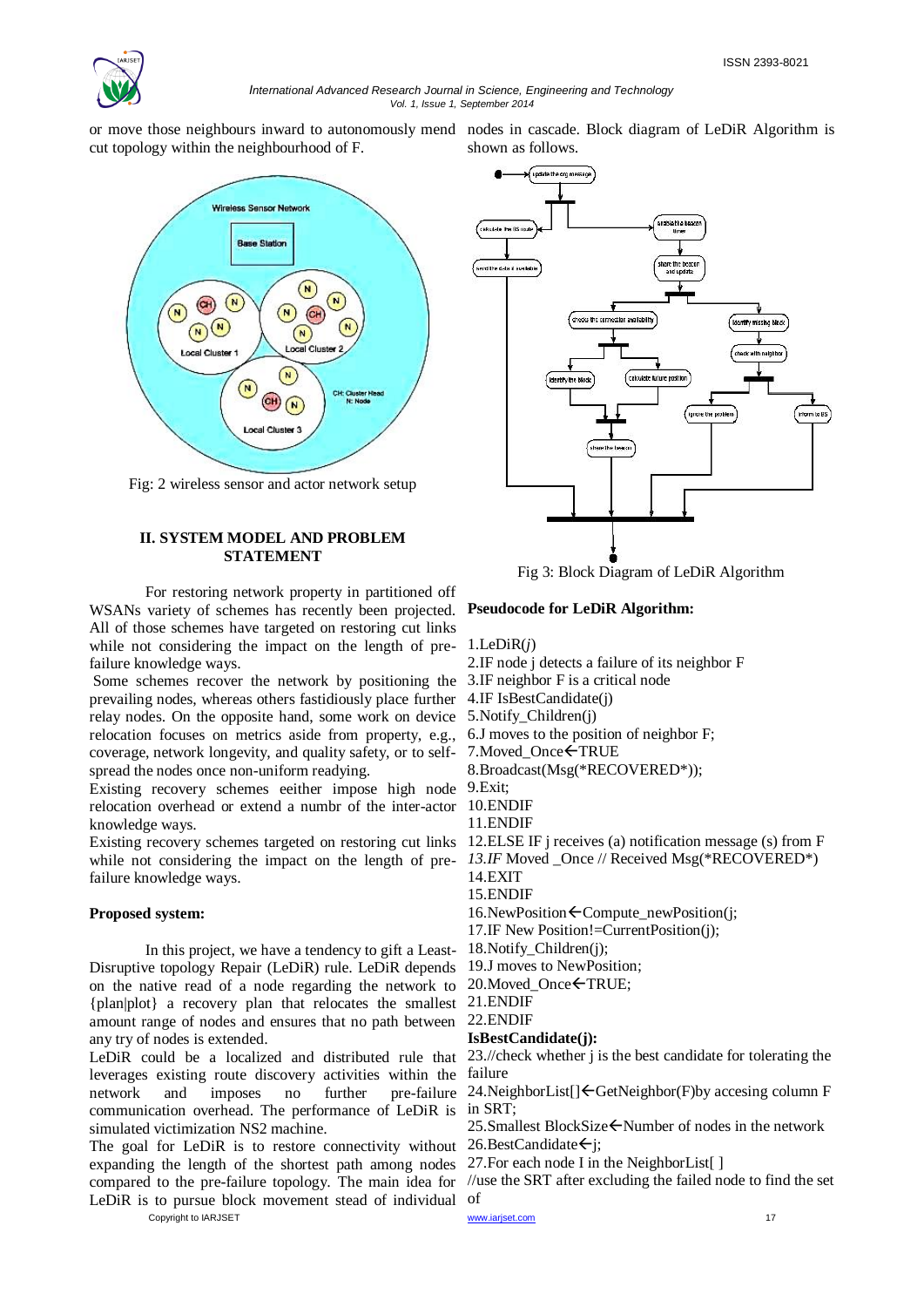or move those neighbours inward to autonomously mend cut topology within the neighbourhood of F.

Fig: 2 wireless sensor and actor network setup

## II. SYSTEM MODEL AND PROBLEM STATEMENT

For restoring network property in partitioned off WSANs variety of schemes has recently been projected. All of those schemes have targeted on restoring cut links while not considering the impact on the length of pre-failure knowledge ways.

Some schemes recover the network by positioning the prevailing nodes, whereas others fastidiously place further relay nodes. On the opposite hand, some work on device relocation focuses on metrics aside from property, e.g., coverage, network longevity, and quality safety, or to self-spread the nodes once non-uniform readying.

Existing recovery schemes eeither impose high node relocation overhead or extend a numbr of the inter-actor knowledge ways.

Existing recovery schemes targeted on restoring cut links while not considering the impact on the length of pre-failure knowledge ways.

### Proposed system:

In this project, we have a tendency to gift a Least-Disruptive topology Repair (LeDiR) rule. LeDiR depends on the native read of a node regarding the network to {plan|plot} a recovery plan that relocates the smallest amount range of nodes and ensures that no path between any try of nodes is extended.

LeDiR could be a localized and distributed rule that leverages existing route discovery activities within the network and imposes no further pre-failure communication overhead. The performance of LeDiR is simulated victimization NS2 machine.

The goal for LeDiR is to restore connectivity without expanding the length of the shortest path among nodes compared to the pre-failure topology. The main idea for LeDiR is to pursue block movement stead of individual nodes in cascade. Block diagram of LeDiR Algorithm is shown as follows.

Fig 3: Block Diagram of LeDiR Algorithm

### Pseudocode for LeDiR Algorithm:

1.LeDiR(*j*)
2.IF node j detects a failure of its neighbor F
3.IF neighbor F is a critical node
4.IF IsBestCandidate(j)
5.Notify_Children(j)
6.J moves to the position of neighbor F;
7.Moved_Once←TRUE
8.Broadcast(Msg(*RECOVERED*));
9.Exit;
10.ENDIF
11.ENDIF
12.ELSE IF j receives (a) notification message (s) from F
*13.IF* Moved _Once // Received Msg(*RECOVERED*)
14.EXIT
15.ENDIF
16.NewPosition←Compute_newPosition(j;
17.IF New Position!=CurrentPosition(j);
18.Notify_Children(j);
19.J moves to NewPosition;
20.Moved_Once←TRUE;
21.ENDIF
22.ENDIF

**IsBestCandidate(j):**

23.//check whether j is the best candidate for tolerating the failure
24.NeighborList[]←GetNeighbor(F)by accesing column F in SRT;
25.Smallest BlockSize←Number of nodes in the network
26.BestCandidate←j;
27.For each node I in the NeighborList[ ]
//use the SRT after excluding the failed node to find the set of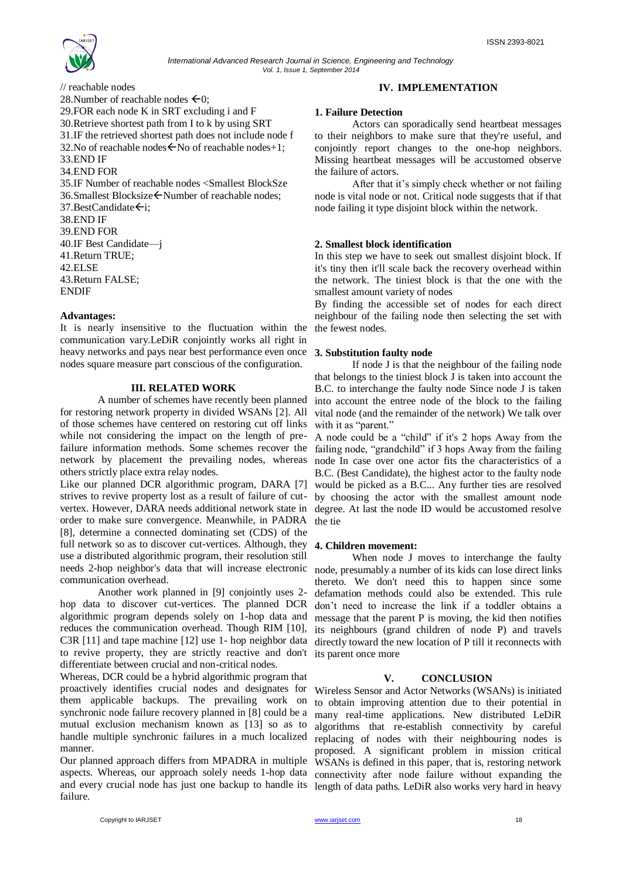// reachable nodes

28.Number of reachable nodes ←0;

29.FOR each node K in SRT excluding i and F

30.Retrieve shortest path from I to k by using SRT

31.IF the retrieved shortest path does not include node f

32.No of reachable nodes←No of reachable nodes+1;

33.END IF

34.END FOR

35.IF Number of reachable nodes <Smallest BlockSze

36.Smallest Blocksize←Number of reachable nodes;

37.BestCandidate←i;

38.END IF

39.END FOR

40.IF Best Candidate—j

41.Return TRUE;

42.ELSE

43.Return FALSE;

ENDIF

**Advantages:**

It is nearly insensitive to the fluctuation within the communication vary.LeDiR conjointly works all right in heavy networks and pays near best performance even once nodes square measure part conscious of the configuration.

## III. RELATED WORK

A number of schemes have recently been planned for restoring network property in divided WSANs [2]. All of those schemes have centered on restoring cut off links while not considering the impact on the length of pre-failure information methods. Some schemes recover the network by placement the prevailing nodes, whereas others strictly place extra relay nodes.

Like our planned DCR algorithmic program, DARA [7] strives to revive property lost as a result of failure of cut-vertex. However, DARA needs additional network state in order to make sure convergence. Meanwhile, in PADRA [8], determine a connected dominating set (CDS) of the full network so as to discover cut-vertices. Although, they use a distributed algorithmic program, their resolution still needs 2-hop neighbor's data that will increase electronic communication overhead.

Another work planned in [9] conjointly uses 2-hop data to discover cut-vertices. The planned DCR algorithmic program depends solely on 1-hop data and reduces the communication overhead. Though RIM [10], C3R [11] and tape machine [12] use 1- hop neighbor data to revive property, they are strictly reactive and don't differentiate between crucial and non-critical nodes.

Whereas, DCR could be a hybrid algorithmic program that proactively identifies crucial nodes and designates for them applicable backups. The prevailing work on synchronic node failure recovery planned in [8] could be a mutual exclusion mechanism known as [13] so as to handle multiple synchronic failures in a much localized manner.

Our planned approach differs from MPADRA in multiple aspects. Whereas, our approach solely needs 1-hop data and every crucial node has just one backup to handle its failure.

## IV. IMPLEMENTATION

**1. Failure Detection**

Actors can sporadically send heartbeat messages to their neighbors to make sure that they're useful, and conjointly report changes to the one-hop neighbors. Missing heartbeat messages will be accustomed observe the failure of actors.

After that it's simply check whether or not failing node is vital node or not. Critical node suggests that if that node failing it type disjoint block within the network.

**2. Smallest block identification**

In this step we have to seek out smallest disjoint block. If it's tiny then it'll scale back the recovery overhead within the network. The tiniest block is that the one with the smallest amount variety of nodes

By finding the accessible set of nodes for each direct neighbour of the failing node then selecting the set with the fewest nodes.

**3. Substitution faulty node**

If node J is that the neighbour of the failing node that belongs to the tiniest block J is taken into account the B.C. to interchange the faulty node Since node J is taken into account the entree node of the block to the failing vital node (and the remainder of the network) We talk over with it as "parent."

A node could be a "child" if it's 2 hops Away from the failing node, "grandchild" if 3 hops Away from the failing node In case over one actor fits the characteristics of a B.C. (Best Candidate), the highest actor to the faulty node would be picked as a B.C... Any further ties are resolved by choosing the actor with the smallest amount node degree. At last the node ID would be accustomed resolve the tie

**4. Children movement:**

When node J moves to interchange the faulty node, presumably a number of its kids can lose direct links thereto. We don't need this to happen since some defamation methods could also be extended. This rule don't need to increase the link if a toddler obtains a message that the parent P is moving, the kid then notifies its neighbours (grand children of node P) and travels directly toward the new location of P till it reconnects with its parent once more

## V. CONCLUSION

Wireless Sensor and Actor Networks (WSANs) is initiated to obtain improving attention due to their potential in many real-time applications. New distributed LeDiR algorithms that re-establish connectivity by careful replacing of nodes with their neighbouring nodes is proposed. A significant problem in mission critical WSANs is defined in this paper, that is, restoring network connectivity after node failure without expanding the length of data paths. LeDiR also works very hard in heavy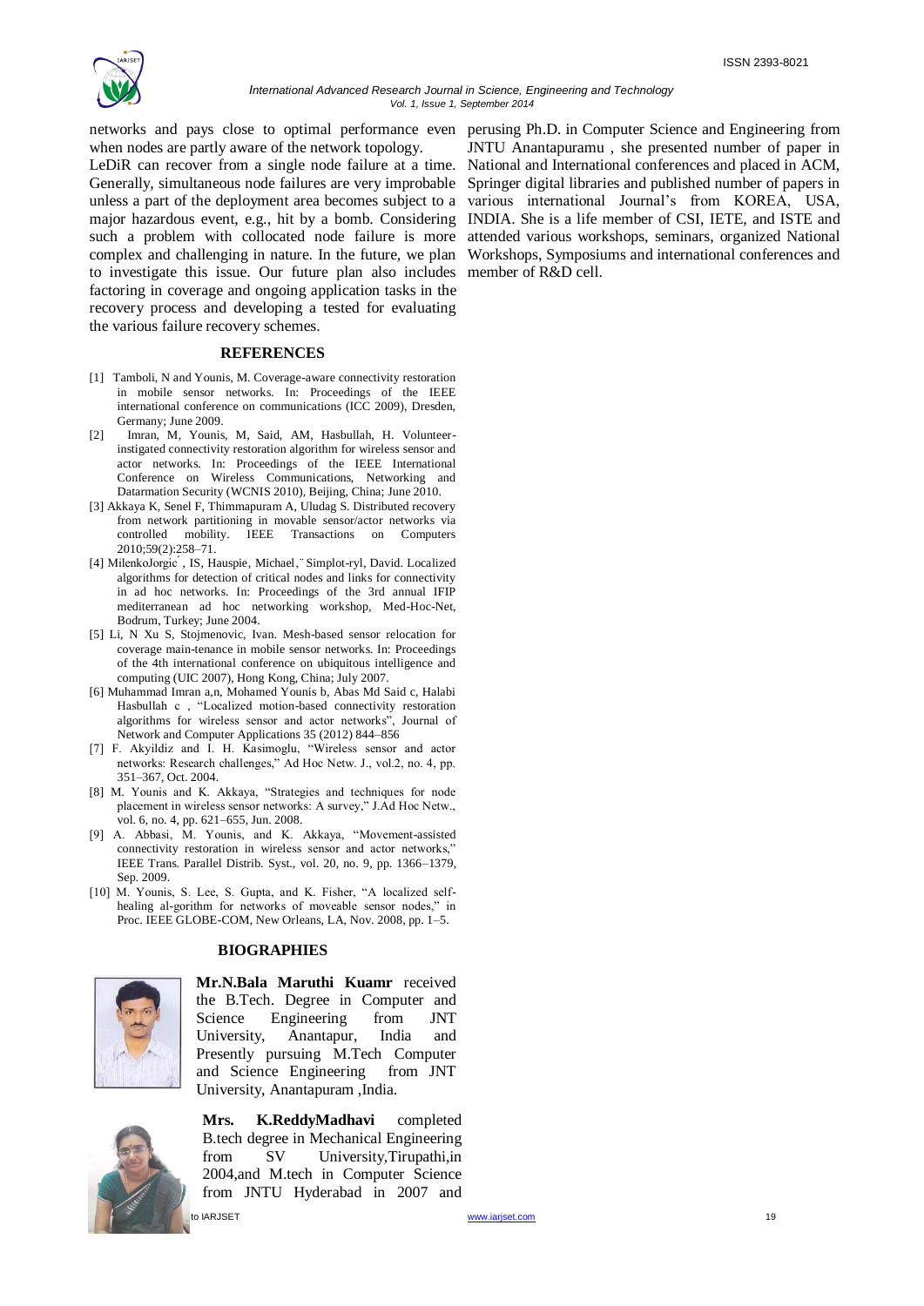networks and pays close to optimal performance even when nodes are partly aware of the network topology.

LeDiR can recover from a single node failure at a time. Generally, simultaneous node failures are very improbable unless a part of the deployment area becomes subject to a major hazardous event, e.g., hit by a bomb. Considering such a problem with collocated node failure is more complex and challenging in nature. In the future, we plan to investigate this issue. Our future plan also includes factoring in coverage and ongoing application tasks in the recovery process and developing a tested for evaluating the various failure recovery schemes.

## REFERENCES

[1] Tamboli, N and Younis, M. Coverage-aware connectivity restoration in mobile sensor networks. In: Proceedings of the IEEE international conference on communications (ICC 2009), Dresden, Germany; June 2009.

[2] Imran, M, Younis, M, Said, AM, Hasbullah, H. Volunteer-instigated connectivity restoration algorithm for wireless sensor and actor networks. In: Proceedings of the IEEE International Conference on Wireless Communications, Networking and Datarmation Security (WCNIS 2010), Beijing, China; June 2010.

[3] Akkaya K, Senel F, Thimmapuram A, Uludag S. Distributed recovery from network partitioning in movable sensor/actor networks via controlled mobility. IEEE Transactions on Computers 2010;59(2):258–71.

[4] MilenkoJorgic´, IS, Hauspie, Michael,¨ Simplot-ryl, David. Localized algorithms for detection of critical nodes and links for connectivity in ad hoc networks. In: Proceedings of the 3rd annual IFIP mediterranean ad hoc networking workshop, Med-Hoc-Net, Bodrum, Turkey; June 2004.

[5] Li, N Xu S, Stojmenovic, Ivan. Mesh-based sensor relocation for coverage main-tenance in mobile sensor networks. In: Proceedings of the 4th international conference on ubiquitous intelligence and computing (UIC 2007), Hong Kong, China; July 2007.

[6] Muhammad Imran a,n, Mohamed Younis b, Abas Md Said c, Halabi Hasbullah c , "Localized motion-based connectivity restoration algorithms for wireless sensor and actor networks", Journal of Network and Computer Applications 35 (2012) 844–856

[7] F. Akyildiz and I. H. Kasimoglu, "Wireless sensor and actor networks: Research challenges," Ad Hoc Netw. J., vol.2, no. 4, pp. 351–367, Oct. 2004.

[8] M. Younis and K. Akkaya, "Strategies and techniques for node placement in wireless sensor networks: A survey," J.Ad Hoc Netw., vol. 6, no. 4, pp. 621–655, Jun. 2008.

[9] A. Abbasi, M. Younis, and K. Akkaya, "Movement-assisted connectivity restoration in wireless sensor and actor networks," IEEE Trans. Parallel Distrib. Syst., vol. 20, no. 9, pp. 1366–1379, Sep. 2009.

[10] M. Younis, S. Lee, S. Gupta, and K. Fisher, "A localized self-healing al-gorithm for networks of moveable sensor nodes," in Proc. IEEE GLOBE-COM, New Orleans, LA, Nov. 2008, pp. 1–5.

## BIOGRAPHIES

**Mr.N.Bala Maruthi Kuamr** received the B.Tech. Degree in Computer and Science Engineering from JNT University, Anantapur, India and Presently pursuing M.Tech Computer and Science Engineering from JNT University, Anantapuram ,India.

**Mrs. K.ReddyMadhavi** completed B.tech degree in Mechanical Engineering from SV University,Tirupathi,in 2004,and M.tech in Computer Science from JNTU Hyderabad in 2007 and perusing Ph.D. in Computer Science and Engineering from JNTU Anantapuramu , she presented number of paper in National and International conferences and placed in ACM, Springer digital libraries and published number of papers in various international Journal's from KOREA, USA, INDIA. She is a life member of CSI, IETE, and ISTE and attended various workshops, seminars, organized National Workshops, Symposiums and international conferences and member of R&D cell.